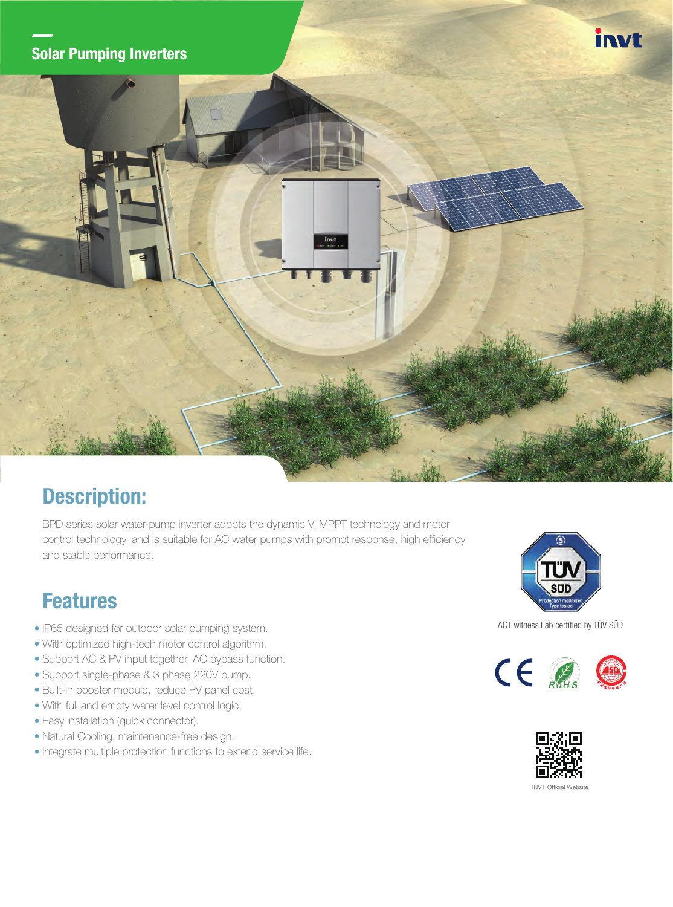# Solar Pumping Inverters

## Description:

BPD series solar water-pump inverter adopts the dynamic VI MPPT technology and motor control technology, and is suitable for AC water pumps with prompt response, high efficiency and stable performance.

## Features

- IP65 designed for outdoor solar pumping system.
- With optimized high-tech motor control algorithm.
- Support AC & PV input together, AC bypass function.
- Support single-phase & 3 phase 220V pump.
- Built-in booster module, reduce PV panel cost.
- With full and empty water level control logic.
- Easy installation (quick connector).
- Natural Cooling, maintenance-free design.
- Integrate multiple protection functions to extend service life.

ACT witness Lab certified by TÜV SÜD

INVT Official Website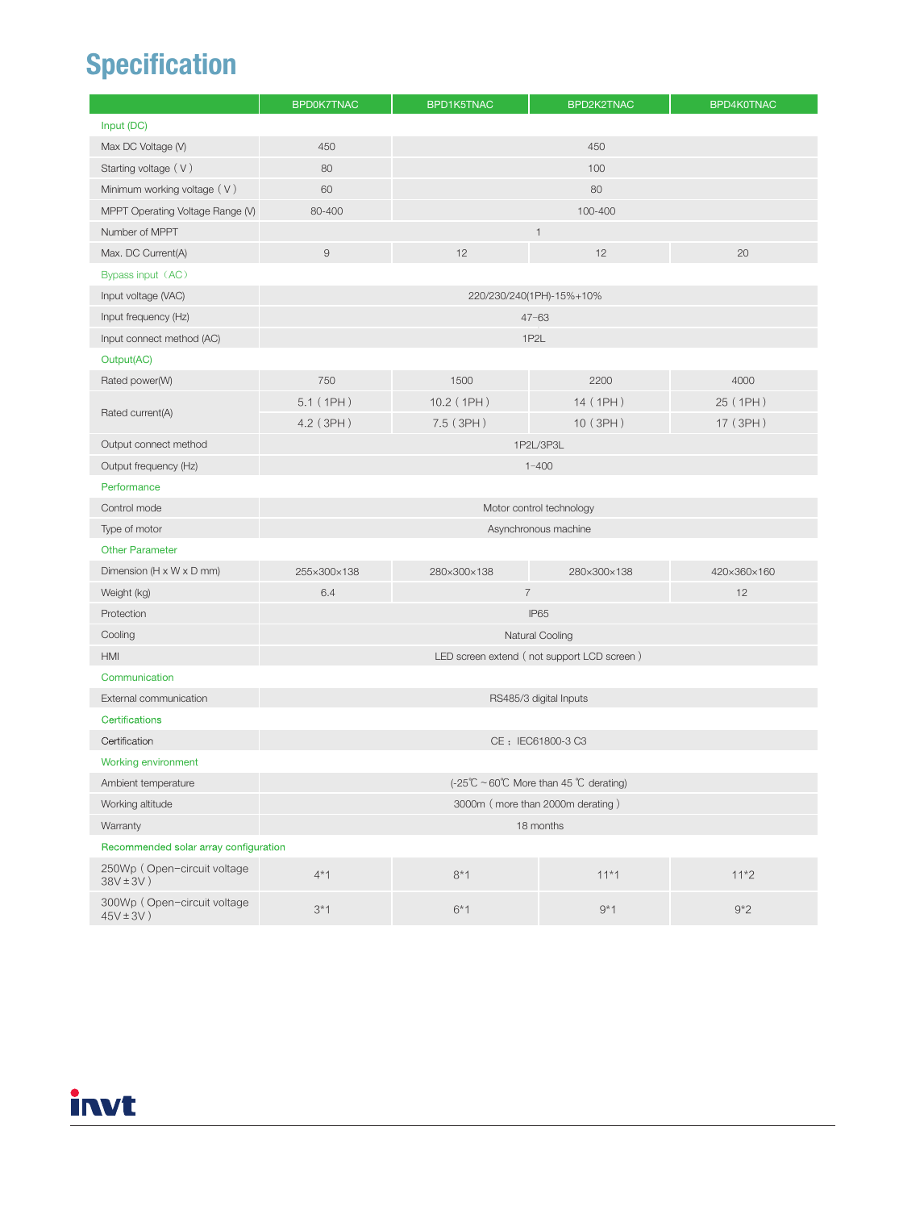# Specification

| | BPD0K7TNAC | BPD1K5TNAC | BPD2K2TNAC | BPD4K0TNAC |
|---|---|---|---|---|
| **Input (DC)** | | | | |
| Max DC Voltage (V) | 450 | 450 | | |
| Starting voltage ( V ) | 80 | 100 | | |
| Minimum working voltage ( V ) | 60 | 80 | | |
| MPPT Operating Voltage Range (V) | 80-400 | 100-400 | | |
| Number of MPPT | 1 | | | |
| Max. DC Current(A) | 9 | 12 | 12 | 20 |
| **Bypass input（AC）** | | | | |
| Input voltage (VAC) | 220/230/240(1PH)-15%+10% | | | |
| Input frequency (Hz) | 47~63 | | | |
| Input connect method (AC) | 1P2L | | | |
| **Output(AC)** | | | | |
| Rated power(W) | 750 | 1500 | 2200 | 4000 |
| Rated current(A) | 5.1 ( 1PH ) | 10.2 ( 1PH ) | 14 ( 1PH ) | 25 ( 1PH ) |
| | 4.2 ( 3PH ) | 7.5 ( 3PH ) | 10 ( 3PH ) | 17 ( 3PH ) |
| Output connect method | 1P2L/3P3L | | | |
| Output frequency (Hz) | 1~400 | | | |
| **Performance** | | | | |
| Control mode | Motor control technology | | | |
| Type of motor | Asynchronous machine | | | |
| **Other Parameter** | | | | |
| Dimension (H x W x D mm) | 255×300×138 | 280×300×138 | 280×300×138 | 420×360×160 |
| Weight (kg) | 6.4 | 7 | | 12 |
| Protection | IP65 | | | |
| Cooling | Natural Cooling | | | |
| HMI | LED screen extend ( not support LCD screen ) | | | |
| **Communication** | | | | |
| External communication | RS485/3 digital Inputs | | | |
| **Certifications** | | | | |
| Certification | CE；IEC61800-3 C3 | | | |
| **Working environment** | | | | |
| Ambient temperature | (-25℃ ~60℃ More than 45 ℃ derating) | | | |
| Working altitude | 3000m ( more than 2000m derating ) | | | |
| Warranty | 18 months | | | |
| **Recommended solar array configuration** | | | | |
| 250Wp ( Open-circuit voltage 38V±3V ) | 4*1 | 8*1 | 11*1 | 11*2 |
| 300Wp ( Open-circuit voltage 45V±3V ) | 3*1 | 6*1 | 9*1 | 9*2 |

invt